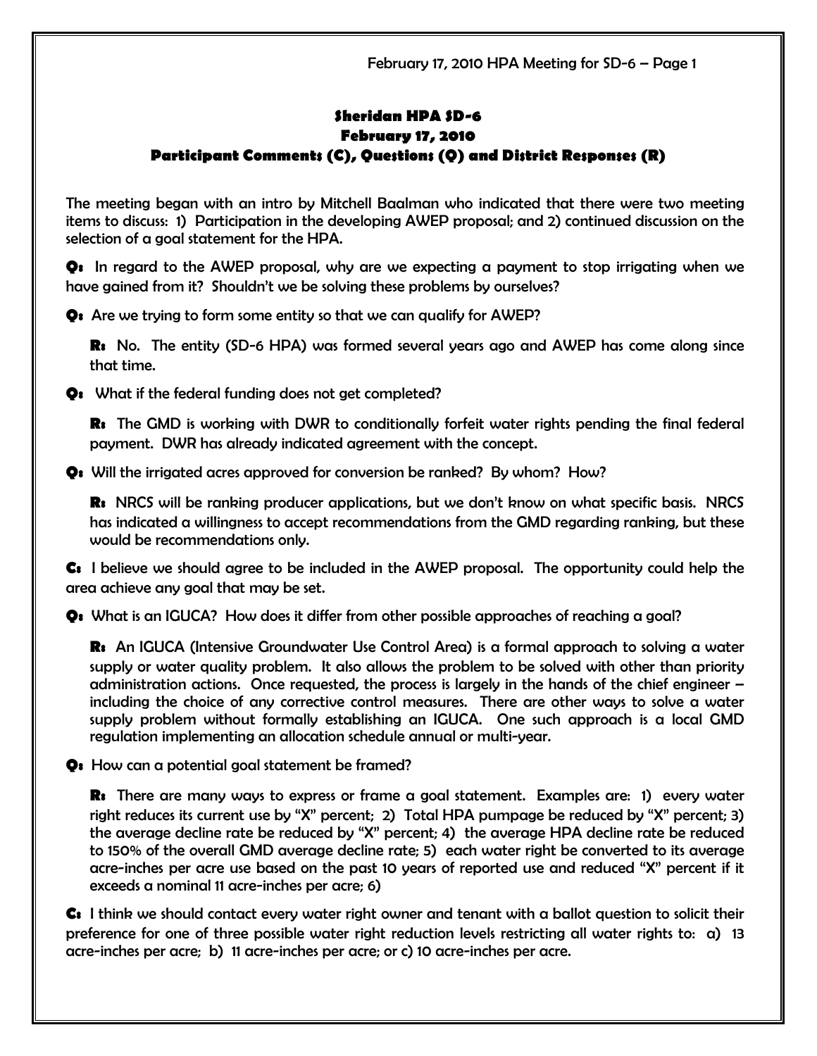# Sheridan HPA SD-6
## February 17, 2010
## Participant Comments (C), Questions (Q) and District Responses (R)

The meeting began with an intro by Mitchell Baalman who indicated that there were two meeting items to discuss: 1) Participation in the developing AWEP proposal; and 2) continued discussion on the selection of a goal statement for the HPA.

**Q:** In regard to the AWEP proposal, why are we expecting a payment to stop irrigating when we have gained from it? Shouldn't we be solving these problems by ourselves?

**Q:** Are we trying to form some entity so that we can qualify for AWEP?

> **R:** No. The entity (SD-6 HPA) was formed several years ago and AWEP has come along since that time.

**Q:** What if the federal funding does not get completed?

> **R:** The GMD is working with DWR to conditionally forfeit water rights pending the final federal payment. DWR has already indicated agreement with the concept.

**Q:** Will the irrigated acres approved for conversion be ranked? By whom? How?

> **R:** NRCS will be ranking producer applications, but we don't know on what specific basis. NRCS has indicated a willingness to accept recommendations from the GMD regarding ranking, but these would be recommendations only.

**C:** I believe we should agree to be included in the AWEP proposal. The opportunity could help the area achieve any goal that may be set.

**Q:** What is an IGUCA? How does it differ from other possible approaches of reaching a goal?

> **R:** An IGUCA (Intensive Groundwater Use Control Area) is a formal approach to solving a water supply or water quality problem. It also allows the problem to be solved with other than priority administration actions. Once requested, the process is largely in the hands of the chief engineer – including the choice of any corrective control measures. There are other ways to solve a water supply problem without formally establishing an IGUCA. One such approach is a local GMD regulation implementing an allocation schedule annual or multi-year.

**Q:** How can a potential goal statement be framed?

> **R:** There are many ways to express or frame a goal statement. Examples are: 1) every water right reduces its current use by "X" percent; 2) Total HPA pumpage be reduced by "X" percent; 3) the average decline rate be reduced by "X" percent; 4) the average HPA decline rate be reduced to 150% of the overall GMD average decline rate; 5) each water right be converted to its average acre-inches per acre use based on the past 10 years of reported use and reduced "X" percent if it exceeds a nominal 11 acre-inches per acre; 6)

**C:** I think we should contact every water right owner and tenant with a ballot question to solicit their preference for one of three possible water right reduction levels restricting all water rights to: a) 13 acre-inches per acre; b) 11 acre-inches per acre; or c) 10 acre-inches per acre.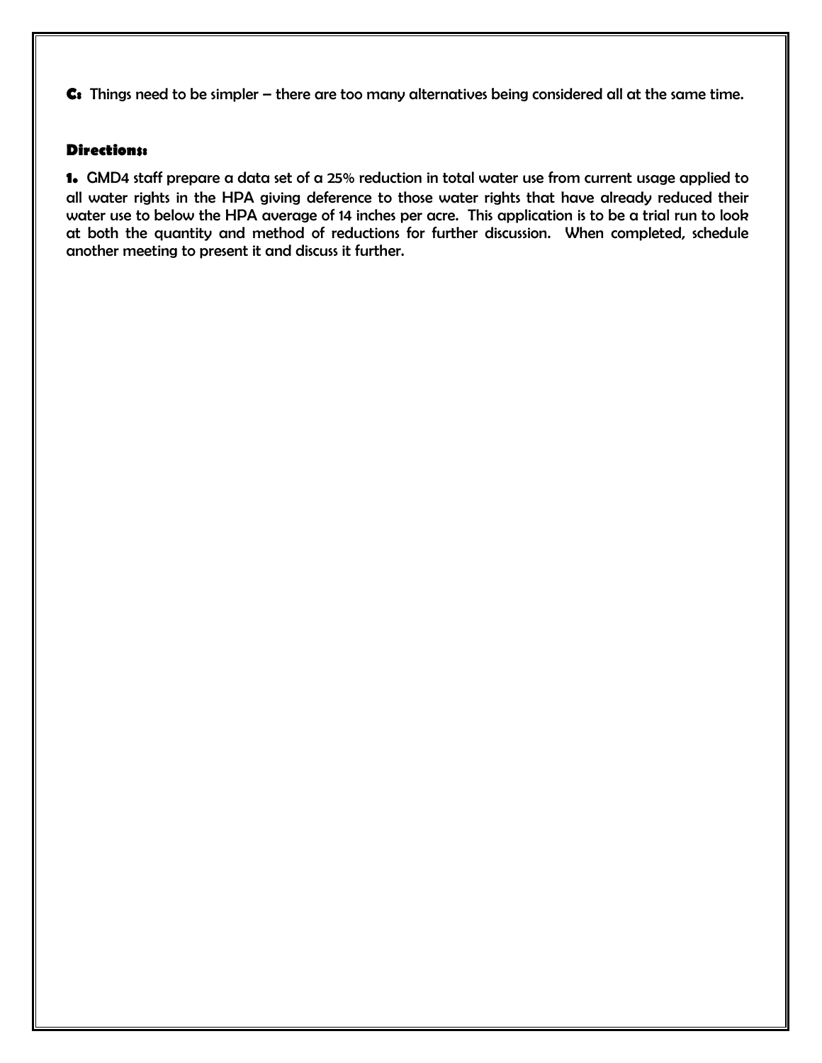**C:** Things need to be simpler – there are too many alternatives being considered all at the same time.

**Directions:**

**1.** GMD4 staff prepare a data set of a 25% reduction in total water use from current usage applied to all water rights in the HPA giving deference to those water rights that have already reduced their water use to below the HPA average of 14 inches per acre. This application is to be a trial run to look at both the quantity and method of reductions for further discussion. When completed, schedule another meeting to present it and discuss it further.